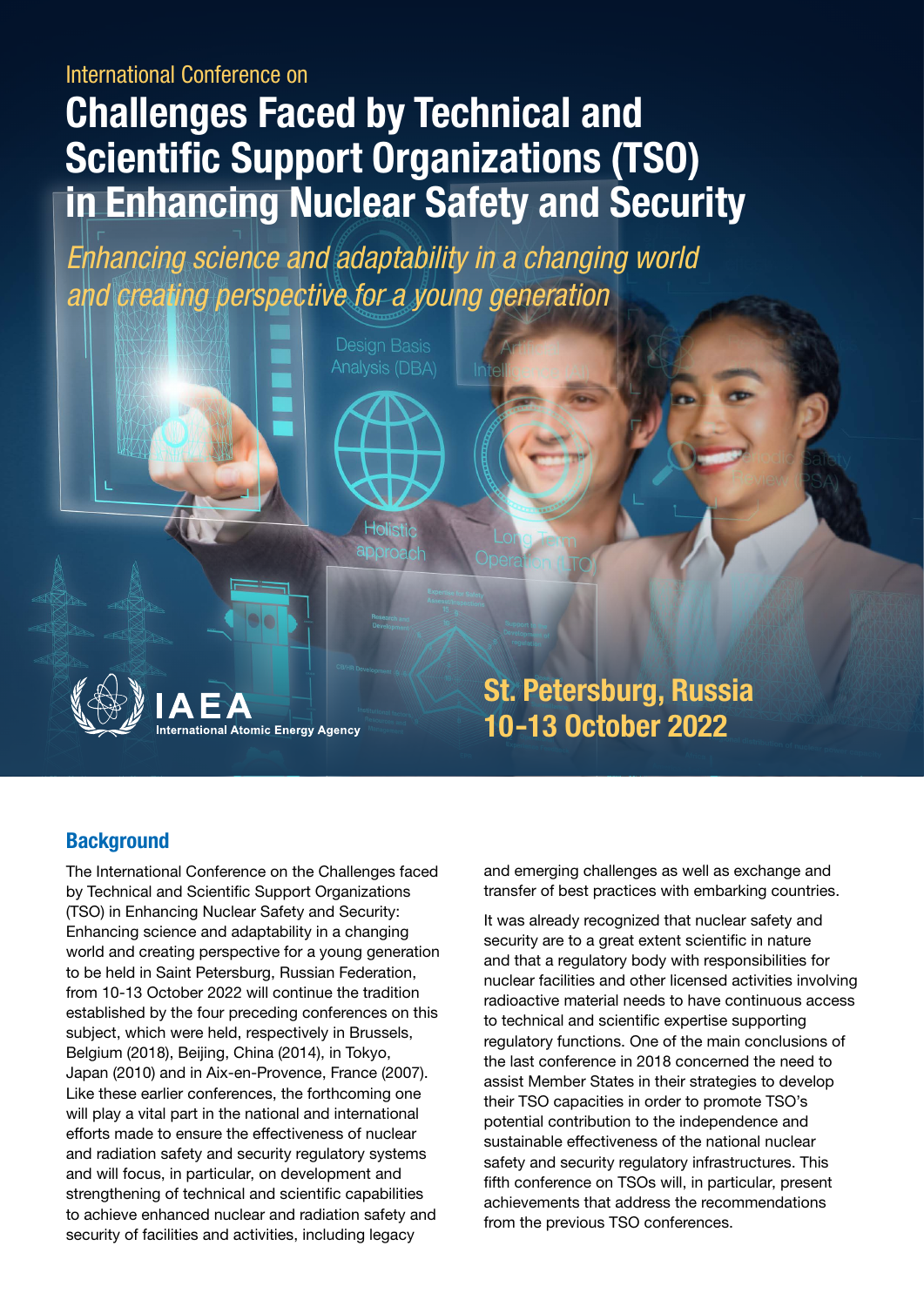International Conference on

# Challenges Faced by Technical and Scientific Support Organizations (TSO) in Enhancing Nuclear Safety and Security

*Enhancing science and adaptability in a changing world and creating perspective for a young generation*

IAEA
International Atomic Energy Agency

**St. Petersburg, Russia**
**10-13 October 2022**

## Background

The International Conference on the Challenges faced by Technical and Scientific Support Organizations (TSO) in Enhancing Nuclear Safety and Security: Enhancing science and adaptability in a changing world and creating perspective for a young generation to be held in Saint Petersburg, Russian Federation, from 10-13 October 2022 will continue the tradition established by the four preceding conferences on this subject, which were held, respectively in Brussels, Belgium (2018), Beijing, China (2014), in Tokyo, Japan (2010) and in Aix-en-Provence, France (2007). Like these earlier conferences, the forthcoming one will play a vital part in the national and international efforts made to ensure the effectiveness of nuclear and radiation safety and security regulatory systems and will focus, in particular, on development and strengthening of technical and scientific capabilities to achieve enhanced nuclear and radiation safety and security of facilities and activities, including legacy and emerging challenges as well as exchange and transfer of best practices with embarking countries.

It was already recognized that nuclear safety and security are to a great extent scientific in nature and that a regulatory body with responsibilities for nuclear facilities and other licensed activities involving radioactive material needs to have continuous access to technical and scientific expertise supporting regulatory functions. One of the main conclusions of the last conference in 2018 concerned the need to assist Member States in their strategies to develop their TSO capacities in order to promote TSO's potential contribution to the independence and sustainable effectiveness of the national nuclear safety and security regulatory infrastructures. This fifth conference on TSOs will, in particular, present achievements that address the recommendations from the previous TSO conferences.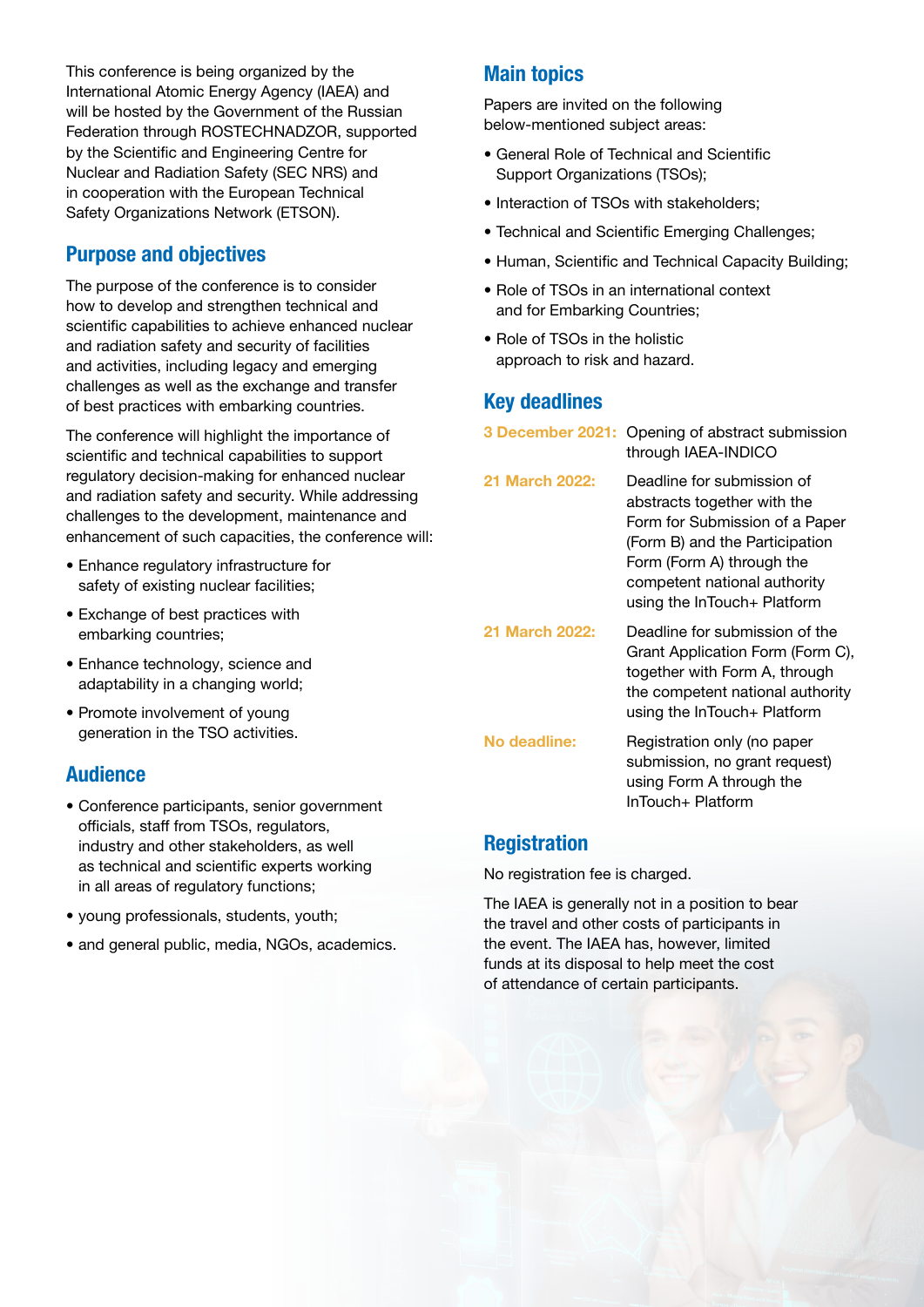This conference is being organized by the International Atomic Energy Agency (IAEA) and will be hosted by the Government of the Russian Federation through ROSTECHNADZOR, supported by the Scientific and Engineering Centre for Nuclear and Radiation Safety (SEC NRS) and in cooperation with the European Technical Safety Organizations Network (ETSON).

## Purpose and objectives

The purpose of the conference is to consider how to develop and strengthen technical and scientific capabilities to achieve enhanced nuclear and radiation safety and security of facilities and activities, including legacy and emerging challenges as well as the exchange and transfer of best practices with embarking countries.

The conference will highlight the importance of scientific and technical capabilities to support regulatory decision-making for enhanced nuclear and radiation safety and security. While addressing challenges to the development, maintenance and enhancement of such capacities, the conference will:

- Enhance regulatory infrastructure for safety of existing nuclear facilities;
- Exchange of best practices with embarking countries;
- Enhance technology, science and adaptability in a changing world;
- Promote involvement of young generation in the TSO activities.

## Audience

- Conference participants, senior government officials, staff from TSOs, regulators, industry and other stakeholders, as well as technical and scientific experts working in all areas of regulatory functions;
- young professionals, students, youth;
- and general public, media, NGOs, academics.

## Main topics

Papers are invited on the following below-mentioned subject areas:

- General Role of Technical and Scientific Support Organizations (TSOs);
- Interaction of TSOs with stakeholders;
- Technical and Scientific Emerging Challenges;
- Human, Scientific and Technical Capacity Building;
- Role of TSOs in an international context and for Embarking Countries;
- Role of TSOs in the holistic approach to risk and hazard.

## Key deadlines

| | |
|---|---|
| **3 December 2021:** | Opening of abstract submission through IAEA-INDICO |
| **21 March 2022:** | Deadline for submission of abstracts together with the Form for Submission of a Paper (Form B) and the Participation Form (Form A) through the competent national authority using the InTouch+ Platform |
| **21 March 2022:** | Deadline for submission of the Grant Application Form (Form C), together with Form A, through the competent national authority using the InTouch+ Platform |
| **No deadline:** | Registration only (no paper submission, no grant request) using Form A through the InTouch+ Platform |

## Registration

No registration fee is charged.

The IAEA is generally not in a position to bear the travel and other costs of participants in the event. The IAEA has, however, limited funds at its disposal to help meet the cost of attendance of certain participants.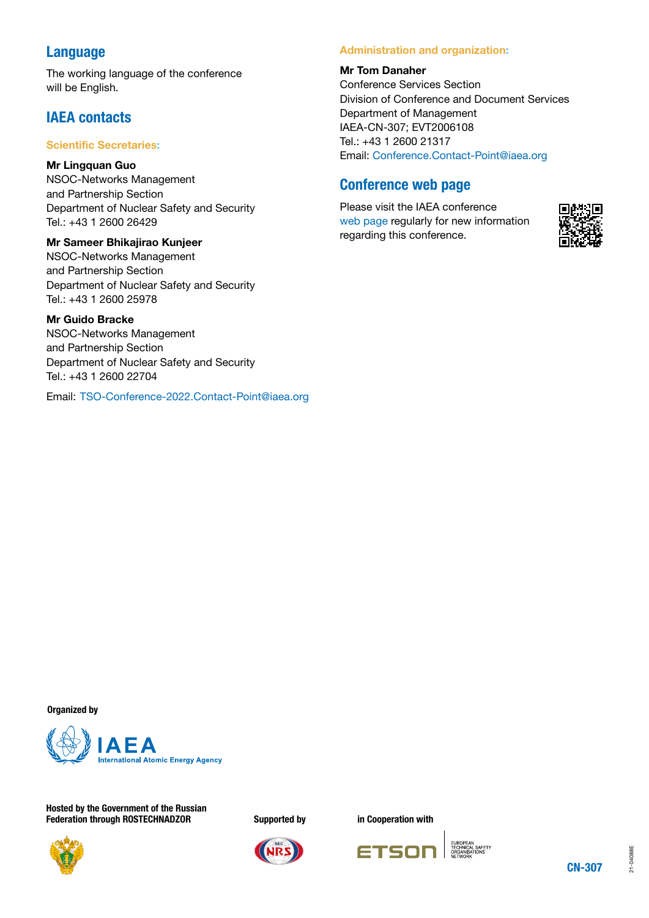## Language

The working language of the conference will be English.

## IAEA contacts

### Scientific Secretaries:

**Mr Lingquan Guo**
NSOC-Networks Management and Partnership Section
Department of Nuclear Safety and Security
Tel.: +43 1 2600 26429

**Mr Sameer Bhikajirao Kunjeer**
NSOC-Networks Management and Partnership Section
Department of Nuclear Safety and Security
Tel.: +43 1 2600 25978

**Mr Guido Bracke**
NSOC-Networks Management and Partnership Section
Department of Nuclear Safety and Security
Tel.: +43 1 2600 22704

Email: TSO-Conference-2022.Contact-Point@iaea.org

### Administration and organization:

**Mr Tom Danaher**
Conference Services Section
Division of Conference and Document Services
Department of Management
IAEA-CN-307; EVT2006108
Tel.: +43 1 2600 21317
Email: Conference.Contact-Point@iaea.org

## Conference web page

Please visit the IAEA conference web page regularly for new information regarding this conference.

**Organized by**

IAEA
International Atomic Energy Agency

**Hosted by the Government of the Russian Federation through ROSTECHNADZOR**

**Supported by**

SEC NRS

**in Cooperation with**

ETSON
EUROPEAN TECHNICAL SAFETY ORGANISATIONS NETWORK

CN-307

21-04088E